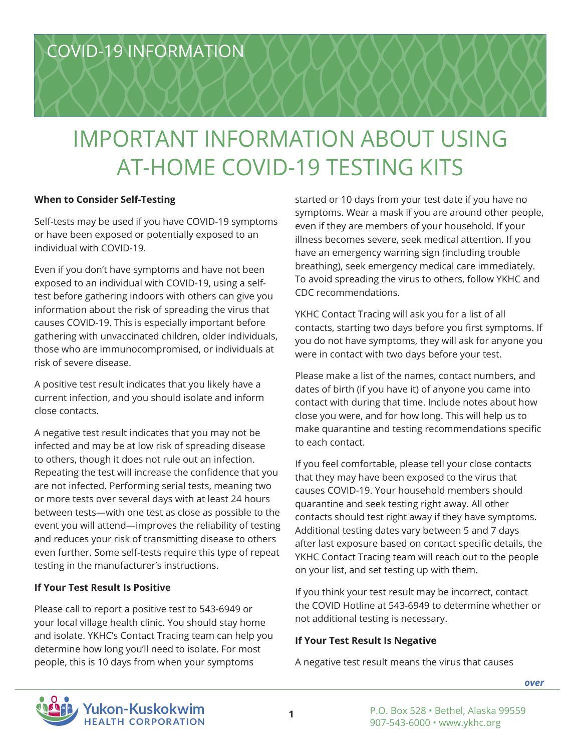COVID-19 INFORMATION

# IMPORTANT INFORMATION ABOUT USING AT-HOME COVID-19 TESTING KITS

**When to Consider Self-Testing**

Self-tests may be used if you have COVID-19 symptoms or have been exposed or potentially exposed to an individual with COVID-19.

Even if you don't have symptoms and have not been exposed to an individual with COVID-19, using a self-test before gathering indoors with others can give you information about the risk of spreading the virus that causes COVID-19. This is especially important before gathering with unvaccinated children, older individuals, those who are immunocompromised, or individuals at risk of severe disease.

A positive test result indicates that you likely have a current infection, and you should isolate and inform close contacts.

A negative test result indicates that you may not be infected and may be at low risk of spreading disease to others, though it does not rule out an infection. Repeating the test will increase the confidence that you are not infected. Performing serial tests, meaning two or more tests over several days with at least 24 hours between tests—with one test as close as possible to the event you will attend—improves the reliability of testing and reduces your risk of transmitting disease to others even further. Some self-tests require this type of repeat testing in the manufacturer's instructions.

**If Your Test Result Is Positive**

Please call to report a positive test to 543-6949 or your local village health clinic. You should stay home and isolate. YKHC's Contact Tracing team can help you determine how long you'll need to isolate. For most people, this is 10 days from when your symptoms started or 10 days from your test date if you have no symptoms. Wear a mask if you are around other people, even if they are members of your household. If your illness becomes severe, seek medical attention. If you have an emergency warning sign (including trouble breathing), seek emergency medical care immediately. To avoid spreading the virus to others, follow YKHC and CDC recommendations.

YKHC Contact Tracing will ask you for a list of all contacts, starting two days before you first symptoms. If you do not have symptoms, they will ask for anyone you were in contact with two days before your test.

Please make a list of the names, contact numbers, and dates of birth (if you have it) of anyone you came into contact with during that time. Include notes about how close you were, and for how long. This will help us to make quarantine and testing recommendations specific to each contact.

If you feel comfortable, please tell your close contacts that they may have been exposed to the virus that causes COVID-19. Your household members should quarantine and seek testing right away. All other contacts should test right away if they have symptoms. Additional testing dates vary between 5 and 7 days after last exposure based on contact specific details, the YKHC Contact Tracing team will reach out to the people on your list, and set testing up with them.

If you think your test result may be incorrect, contact the COVID Hotline at 543-6949 to determine whether or not additional testing is necessary.

**If Your Test Result Is Negative**

A negative test result means the virus that causes

*over*

Yukon-Kuskokwim Health Corporation

P.O. Box 528 • Bethel, Alaska 99559
907-543-6000 • www.ykhc.org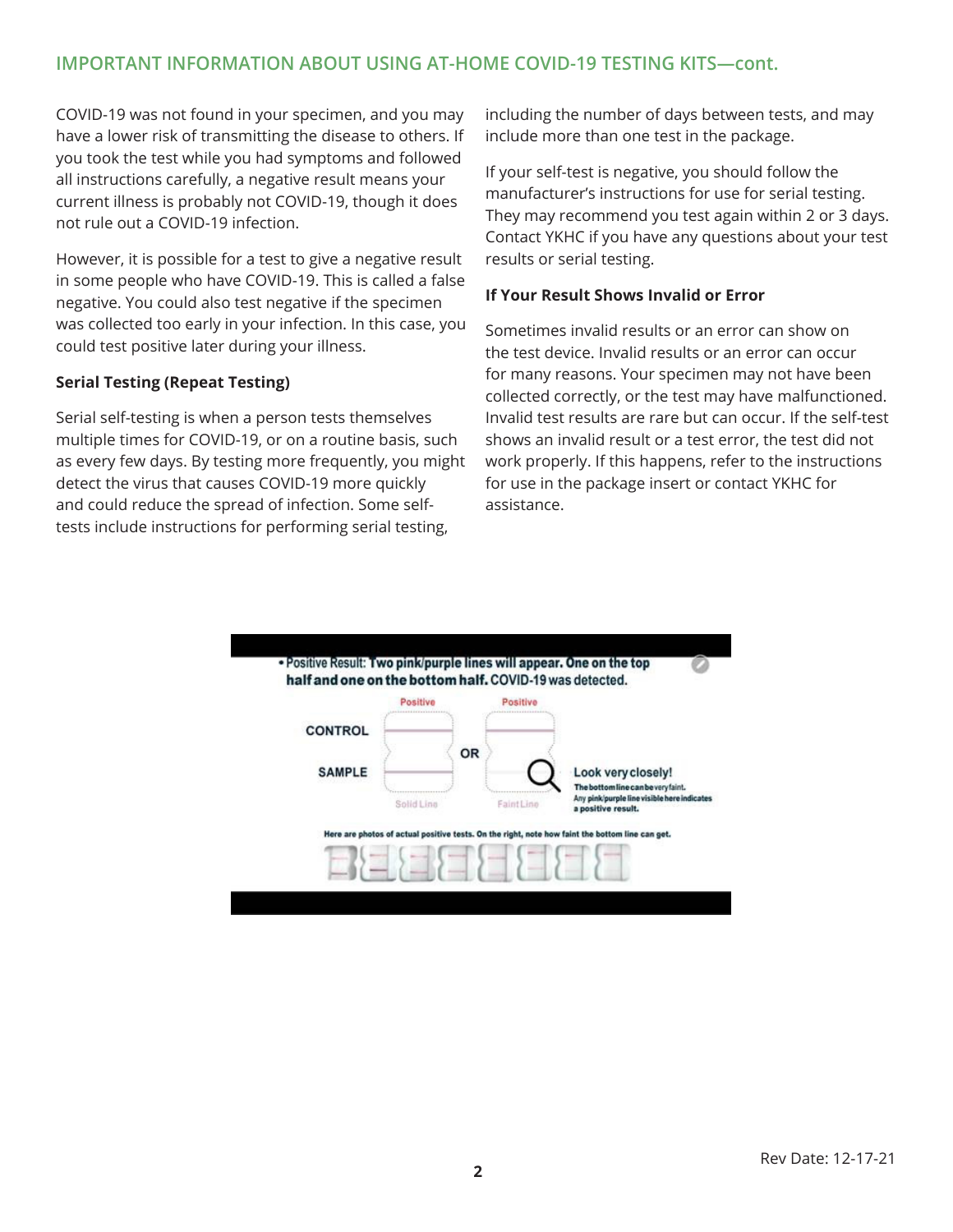## IMPORTANT INFORMATION ABOUT USING AT-HOME COVID-19 TESTING KITS—cont.

COVID-19 was not found in your specimen, and you may have a lower risk of transmitting the disease to others. If you took the test while you had symptoms and followed all instructions carefully, a negative result means your current illness is probably not COVID-19, though it does not rule out a COVID-19 infection.

However, it is possible for a test to give a negative result in some people who have COVID-19. This is called a false negative. You could also test negative if the specimen was collected too early in your infection. In this case, you could test positive later during your illness.

**Serial Testing (Repeat Testing)**

Serial self-testing is when a person tests themselves multiple times for COVID-19, or on a routine basis, such as every few days. By testing more frequently, you might detect the virus that causes COVID-19 more quickly and could reduce the spread of infection. Some self-tests include instructions for performing serial testing, including the number of days between tests, and may include more than one test in the package.

If your self-test is negative, you should follow the manufacturer's instructions for use for serial testing. They may recommend you test again within 2 or 3 days. Contact YKHC if you have any questions about your test results or serial testing.

**If Your Result Shows Invalid or Error**

Sometimes invalid results or an error can show on the test device. Invalid results or an error can occur for many reasons. Your specimen may not have been collected correctly, or the test may have malfunctioned. Invalid test results are rare but can occur. If the self-test shows an invalid result or a test error, the test did not work properly. If this happens, refer to the instructions for use in the package insert or contact YKHC for assistance.

• Positive Result: **Two pink/purple lines will appear. One on the top half and one on the bottom half.** COVID-19 was detected.

Positive
Positive
CONTROL
OR
SAMPLE
Solid Line
Faint Line
Look very closely!
**The bottom line can be very faint.**
**Any pink/purple line visible here indicates a positive result.**

**Here are photos of actual positive tests. On the right, note how faint the bottom line can get.**

Rev Date: 12-17-21